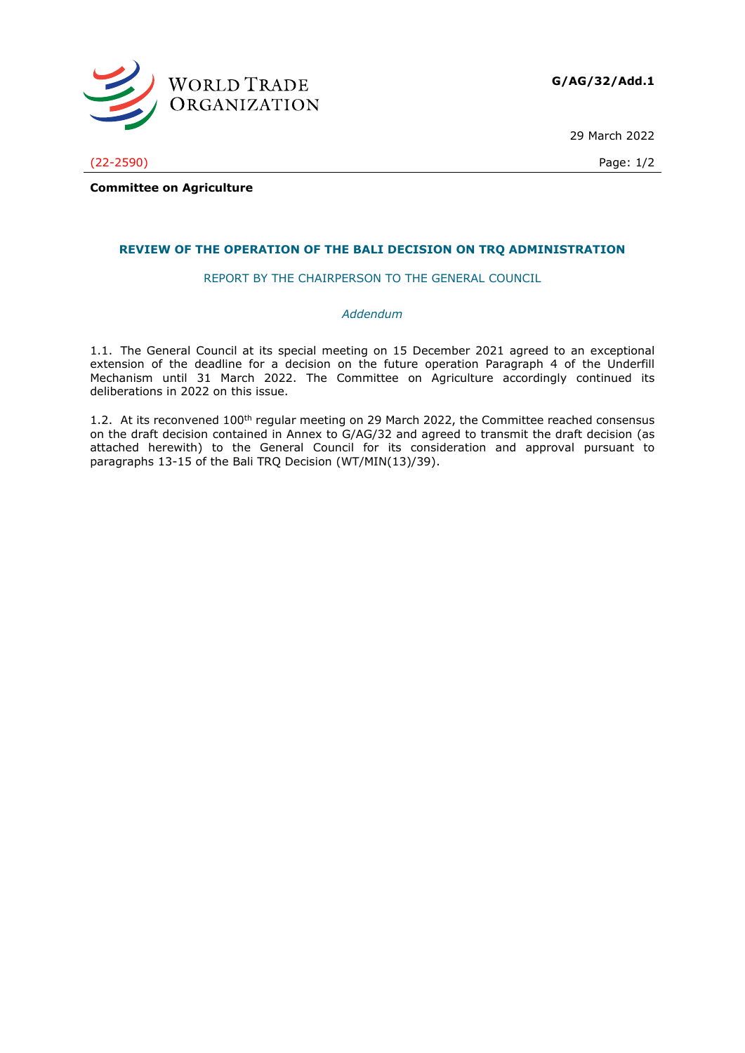**G/AG/32/Add.1**

29 March 2022

(22-2590)

**Committee on Agriculture**

## REVIEW OF THE OPERATION OF THE BALI DECISION ON TRQ ADMINISTRATION

REPORT BY THE CHAIRPERSON TO THE GENERAL COUNCIL

*Addendum*

1.1. The General Council at its special meeting on 15 December 2021 agreed to an exceptional extension of the deadline for a decision on the future operation Paragraph 4 of the Underfill Mechanism until 31 March 2022. The Committee on Agriculture accordingly continued its deliberations in 2022 on this issue.

1.2. At its reconvened 100th regular meeting on 29 March 2022, the Committee reached consensus on the draft decision contained in Annex to G/AG/32 and agreed to transmit the draft decision (as attached herewith) to the General Council for its consideration and approval pursuant to paragraphs 13-15 of the Bali TRQ Decision (WT/MIN(13)/39).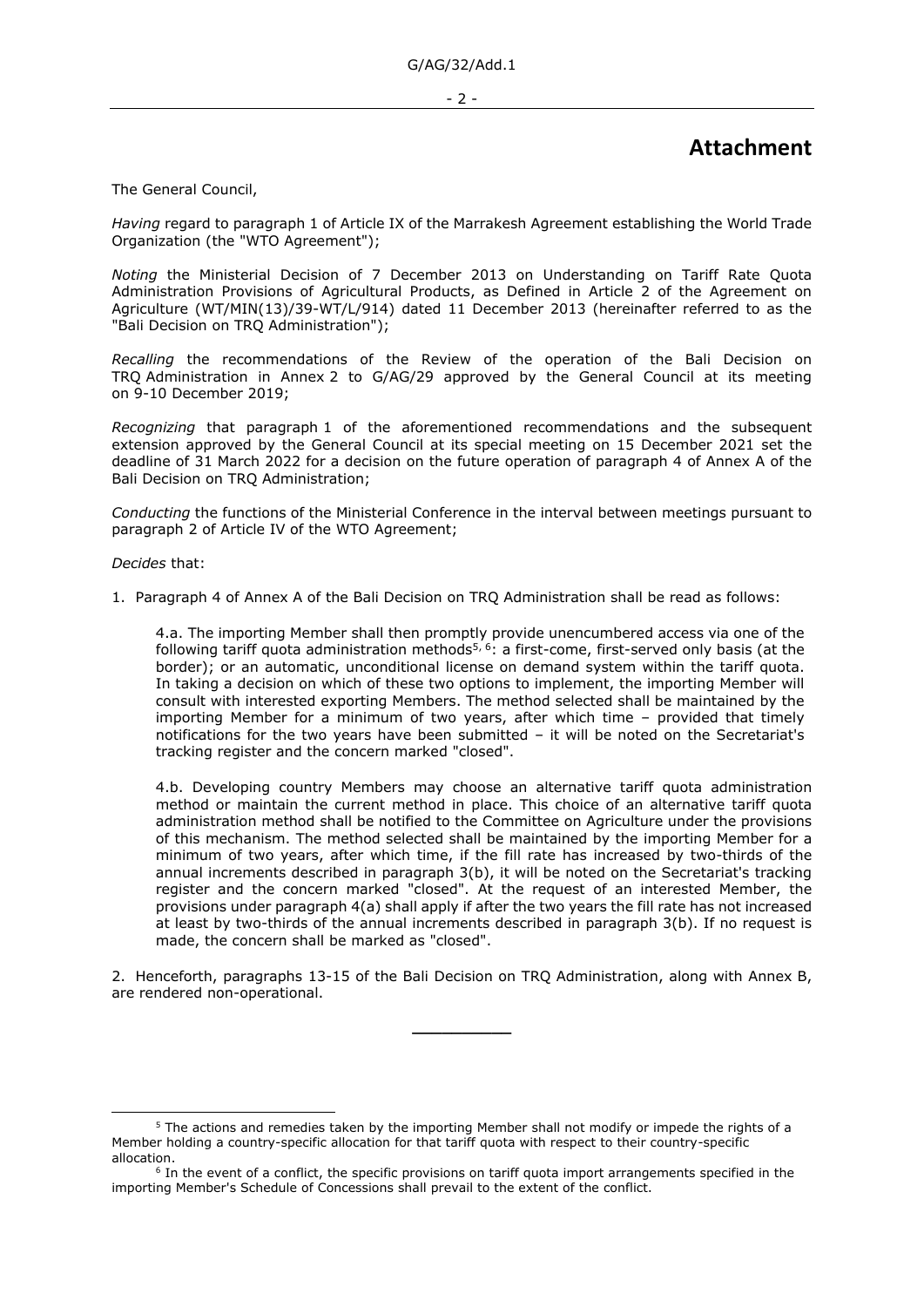# Attachment

The General Council,

*Having* regard to paragraph 1 of Article IX of the Marrakesh Agreement establishing the World Trade Organization (the "WTO Agreement");

*Noting* the Ministerial Decision of 7 December 2013 on Understanding on Tariff Rate Quota Administration Provisions of Agricultural Products, as Defined in Article 2 of the Agreement on Agriculture (WT/MIN(13)/39-WT/L/914) dated 11 December 2013 (hereinafter referred to as the "Bali Decision on TRQ Administration");

*Recalling* the recommendations of the Review of the operation of the Bali Decision on TRQ Administration in Annex 2 to G/AG/29 approved by the General Council at its meeting on 9-10 December 2019;

*Recognizing* that paragraph 1 of the aforementioned recommendations and the subsequent extension approved by the General Council at its special meeting on 15 December 2021 set the deadline of 31 March 2022 for a decision on the future operation of paragraph 4 of Annex A of the Bali Decision on TRQ Administration;

*Conducting* the functions of the Ministerial Conference in the interval between meetings pursuant to paragraph 2 of Article IV of the WTO Agreement;

*Decides* that:

1. Paragraph 4 of Annex A of the Bali Decision on TRQ Administration shall be read as follows:

   4.a. The importing Member shall then promptly provide unencumbered access via one of the following tariff quota administration methods[5, 6]: a first-come, first-served only basis (at the border); or an automatic, unconditional license on demand system within the tariff quota. In taking a decision on which of these two options to implement, the importing Member will consult with interested exporting Members. The method selected shall be maintained by the importing Member for a minimum of two years, after which time – provided that timely notifications for the two years have been submitted – it will be noted on the Secretariat's tracking register and the concern marked "closed".

   4.b. Developing country Members may choose an alternative tariff quota administration method or maintain the current method in place. This choice of an alternative tariff quota administration method shall be notified to the Committee on Agriculture under the provisions of this mechanism. The method selected shall be maintained by the importing Member for a minimum of two years, after which time, if the fill rate has increased by two-thirds of the annual increments described in paragraph 3(b), it will be noted on the Secretariat's tracking register and the concern marked "closed". At the request of an interested Member, the provisions under paragraph 4(a) shall apply if after the two years the fill rate has not increased at least by two-thirds of the annual increments described in paragraph 3(b). If no request is made, the concern shall be marked as "closed".

2. Henceforth, paragraphs 13-15 of the Bali Decision on TRQ Administration, along with Annex B, are rendered non-operational.

__________

[5] The actions and remedies taken by the importing Member shall not modify or impede the rights of a Member holding a country-specific allocation for that tariff quota with respect to their country-specific allocation.

[6] In the event of a conflict, the specific provisions on tariff quota import arrangements specified in the importing Member's Schedule of Concessions shall prevail to the extent of the conflict.